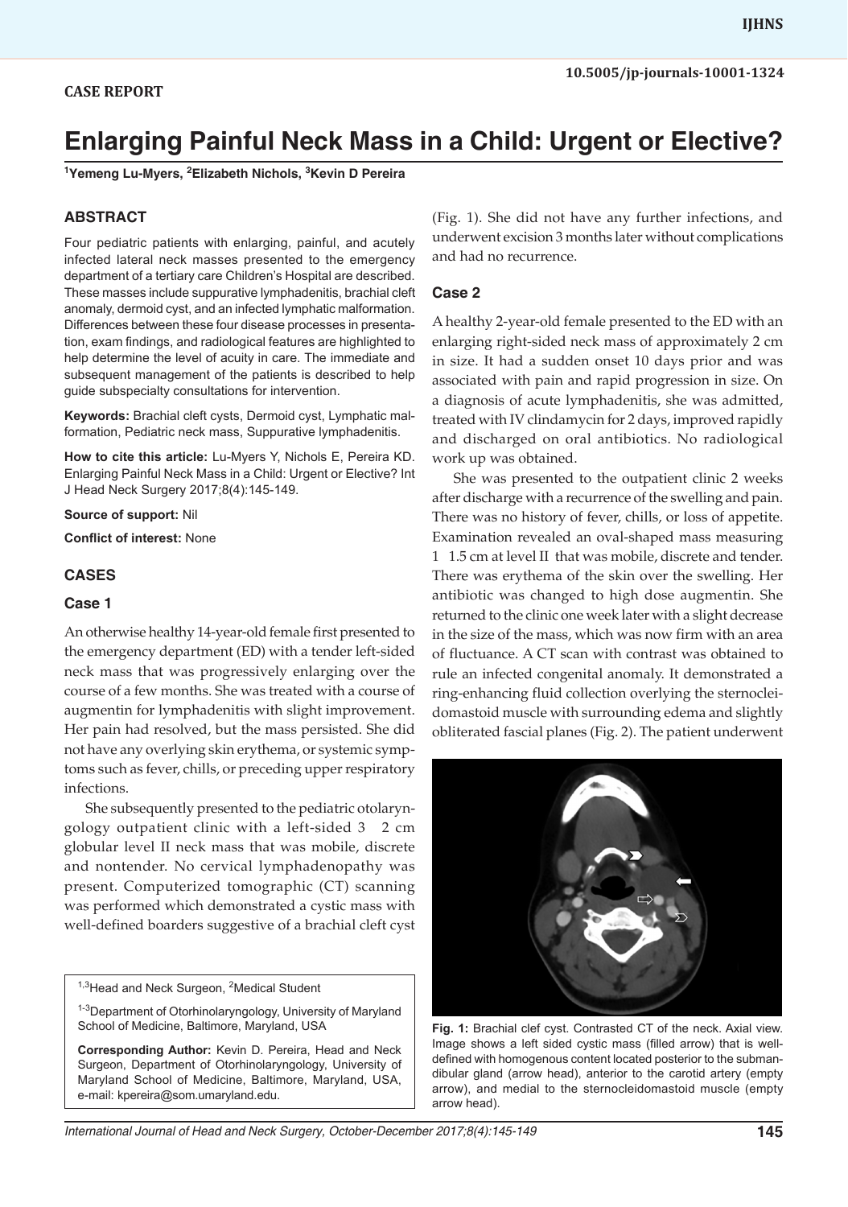CASE REPORT

# Enlarging Painful Neck Mass in a Child: Urgent or Elective?

**[1]Yemeng Lu-Myers, [2]Elizabeth Nichols, [3]Kevin D Pereira**

## ABSTRACT

Four pediatric patients with enlarging, painful, and acutely infected lateral neck masses presented to the emergency department of a tertiary care Children's Hospital are described. These masses include suppurative lymphadenitis, brachial cleft anomaly, dermoid cyst, and an infected lymphatic malformation. Differences between these four disease processes in presentation, exam findings, and radiological features are highlighted to help determine the level of acuity in care. The immediate and subsequent management of the patients is described to help guide subspecialty consultations for intervention.

**Keywords:** Brachial cleft cysts, Dermoid cyst, Lymphatic malformation, Pediatric neck mass, Suppurative lymphadenitis.

**How to cite this article:** Lu-Myers Y, Nichols E, Pereira KD. Enlarging Painful Neck Mass in a Child: Urgent or Elective? Int J Head Neck Surgery 2017;8(4):145-149.

**Source of support:** Nil

**Conflict of interest:** None

## CASES

### Case 1

An otherwise healthy 14-year-old female first presented to the emergency department (ED) with a tender left-sided neck mass that was progressively enlarging over the course of a few months. She was treated with a course of augmentin for lymphadenitis with slight improvement. Her pain had resolved, but the mass persisted. She did not have any overlying skin erythema, or systemic symptoms such as fever, chills, or preceding upper respiratory infections.

She subsequently presented to the pediatric otolaryngology outpatient clinic with a left-sided 3 2 cm globular level II neck mass that was mobile, discrete and nontender. No cervical lymphadenopathy was present. Computerized tomographic (CT) scanning was performed which demonstrated a cystic mass with well-defined boarders suggestive of a brachial cleft cyst (Fig. 1). She did not have any further infections, and underwent excision 3 months later without complications and had no recurrence.

### Case 2

A healthy 2-year-old female presented to the ED with an enlarging right-sided neck mass of approximately 2 cm in size. It had a sudden onset 10 days prior and was associated with pain and rapid progression in size. On a diagnosis of acute lymphadenitis, she was admitted, treated with IV clindamycin for 2 days, improved rapidly and discharged on oral antibiotics. No radiological work up was obtained.

She was presented to the outpatient clinic 2 weeks after discharge with a recurrence of the swelling and pain. There was no history of fever, chills, or loss of appetite. Examination revealed an oval-shaped mass measuring 1 1.5 cm at level II that was mobile, discrete and tender. There was erythema of the skin over the swelling. Her antibiotic was changed to high dose augmentin. She returned to the clinic one week later with a slight decrease in the size of the mass, which was now firm with an area of fluctuance. A CT scan with contrast was obtained to rule an infected congenital anomaly. It demonstrated a ring-enhancing fluid collection overlying the sternocleidomastoid muscle with surrounding edema and slightly obliterated fascial planes (Fig. 2). The patient underwent

**Fig. 1:** Brachial clef cyst. Contrasted CT of the neck. Axial view. Image shows a left sided cystic mass (filled arrow) that is well-defined with homogenous content located posterior to the submandibular gland (arrow head), anterior to the carotid artery (empty arrow), and medial to the sternocleidomastoid muscle (empty arrow head).

[1,3]Head and Neck Surgeon, [2]Medical Student

[1-3]Department of Otorhinolaryngology, University of Maryland School of Medicine, Baltimore, Maryland, USA

**Corresponding Author:** Kevin D. Pereira, Head and Neck Surgeon, Department of Otorhinolaryngology, University of Maryland School of Medicine, Baltimore, Maryland, USA, e-mail: kpereira@som.umaryland.edu.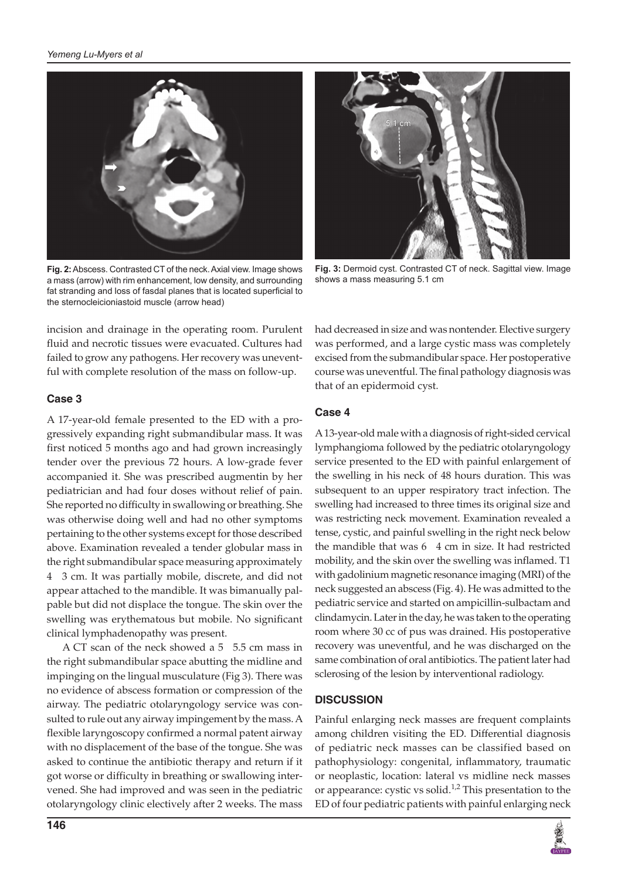Fig. 2: Abscess. Contrasted CT of the neck. Axial view. Image shows a mass (arrow) with rim enhancement, low density, and surrounding fat stranding and loss of fasdal planes that is located superficial to the sternocleicioniastoid muscle (arrow head)

Fig. 3: Dermoid cyst. Contrasted CT of neck. Sagittal view. Image shows a mass measuring 5.1 cm

incision and drainage in the operating room. Purulent fluid and necrotic tissues were evacuated. Cultures had failed to grow any pathogens. Her recovery was uneventful with complete resolution of the mass on follow-up.

### Case 3

A 17-year-old female presented to the ED with a progressively expanding right submandibular mass. It was first noticed 5 months ago and had grown increasingly tender over the previous 72 hours. A low-grade fever accompanied it. She was prescribed augmentin by her pediatrician and had four doses without relief of pain. She reported no difficulty in swallowing or breathing. She was otherwise doing well and had no other symptoms pertaining to the other systems except for those described above. Examination revealed a tender globular mass in the right submandibular space measuring approximately 4 3 cm. It was partially mobile, discrete, and did not appear attached to the mandible. It was bimanually palpable but did not displace the tongue. The skin over the swelling was erythematous but mobile. No significant clinical lymphadenopathy was present.

A CT scan of the neck showed a 5 5.5 cm mass in the right submandibular space abutting the midline and impinging on the lingual musculature (Fig 3). There was no evidence of abscess formation or compression of the airway. The pediatric otolaryngology service was consulted to rule out any airway impingement by the mass. A flexible laryngoscopy confirmed a normal patent airway with no displacement of the base of the tongue. She was asked to continue the antibiotic therapy and return if it got worse or difficulty in breathing or swallowing intervened. She had improved and was seen in the pediatric otolaryngology clinic electively after 2 weeks. The mass had decreased in size and was nontender. Elective surgery was performed, and a large cystic mass was completely excised from the submandibular space. Her postoperative course was uneventful. The final pathology diagnosis was that of an epidermoid cyst.

### Case 4

A 13-year-old male with a diagnosis of right-sided cervical lymphangioma followed by the pediatric otolaryngology service presented to the ED with painful enlargement of the swelling in his neck of 48 hours duration. This was subsequent to an upper respiratory tract infection. The swelling had increased to three times its original size and was restricting neck movement. Examination revealed a tense, cystic, and painful swelling in the right neck below the mandible that was 6 4 cm in size. It had restricted mobility, and the skin over the swelling was inflamed. T1 with gadolinium magnetic resonance imaging (MRI) of the neck suggested an abscess (Fig. 4). He was admitted to the pediatric service and started on ampicillin-sulbactam and clindamycin. Later in the day, he was taken to the operating room where 30 cc of pus was drained. His postoperative recovery was uneventful, and he was discharged on the same combination of oral antibiotics. The patient later had sclerosing of the lesion by interventional radiology.

## DISCUSSION

Painful enlarging neck masses are frequent complaints among children visiting the ED. Differential diagnosis of pediatric neck masses can be classified based on pathophysiology: congenital, inflammatory, traumatic or neoplastic, location: lateral vs midline neck masses or appearance: cystic vs solid.[1,2] This presentation to the ED of four pediatric patients with painful enlarging neck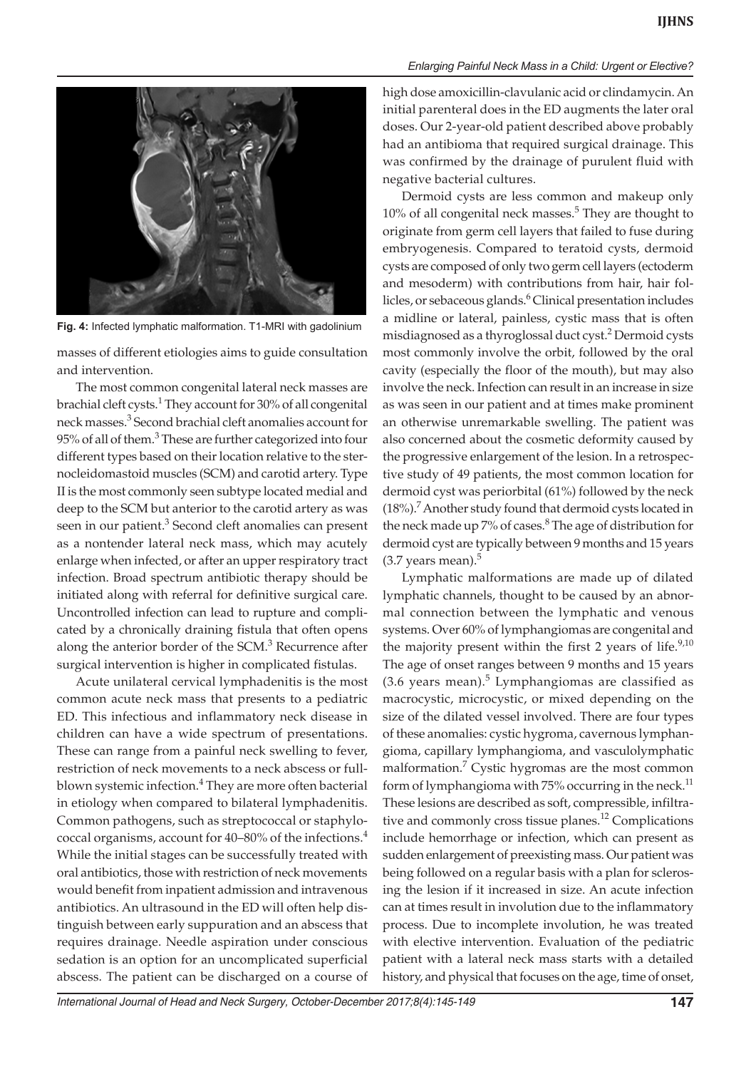Fig. 4: Infected lymphatic malformation. T1-MRI with gadolinium

masses of different etiologies aims to guide consultation and intervention.

The most common congenital lateral neck masses are brachial cleft cysts.[1] They account for 30% of all congenital neck masses.[3] Second brachial cleft anomalies account for 95% of all of them.[3] These are further categorized into four different types based on their location relative to the sternocleidomastoid muscles (SCM) and carotid artery. Type II is the most commonly seen subtype located medial and deep to the SCM but anterior to the carotid artery as was seen in our patient.[3] Second cleft anomalies can present as a nontender lateral neck mass, which may acutely enlarge when infected, or after an upper respiratory tract infection. Broad spectrum antibiotic therapy should be initiated along with referral for definitive surgical care. Uncontrolled infection can lead to rupture and complicated by a chronically draining fistula that often opens along the anterior border of the SCM.[3] Recurrence after surgical intervention is higher in complicated fistulas.

Acute unilateral cervical lymphadenitis is the most common acute neck mass that presents to a pediatric ED. This infectious and inflammatory neck disease in children can have a wide spectrum of presentations. These can range from a painful neck swelling to fever, restriction of neck movements to a neck abscess or full-blown systemic infection.[4] They are more often bacterial in etiology when compared to bilateral lymphadenitis. Common pathogens, such as streptococcal or staphylococcal organisms, account for 40–80% of the infections.[4] While the initial stages can be successfully treated with oral antibiotics, those with restriction of neck movements would benefit from inpatient admission and intravenous antibiotics. An ultrasound in the ED will often help distinguish between early suppuration and an abscess that requires drainage. Needle aspiration under conscious sedation is an option for an uncomplicated superficial abscess. The patient can be discharged on a course of high dose amoxicillin-clavulanic acid or clindamycin. An initial parenteral does in the ED augments the later oral doses. Our 2-year-old patient described above probably had an antibioma that required surgical drainage. This was confirmed by the drainage of purulent fluid with negative bacterial cultures.

Dermoid cysts are less common and makeup only 10% of all congenital neck masses.[5] They are thought to originate from germ cell layers that failed to fuse during embryogenesis. Compared to teratoid cysts, dermoid cysts are composed of only two germ cell layers (ectoderm and mesoderm) with contributions from hair, hair follicles, or sebaceous glands.[6] Clinical presentation includes a midline or lateral, painless, cystic mass that is often misdiagnosed as a thyroglossal duct cyst.[2] Dermoid cysts most commonly involve the orbit, followed by the oral cavity (especially the floor of the mouth), but may also involve the neck. Infection can result in an increase in size as was seen in our patient and at times make prominent an otherwise unremarkable swelling. The patient was also concerned about the cosmetic deformity caused by the progressive enlargement of the lesion. In a retrospective study of 49 patients, the most common location for dermoid cyst was periorbital (61%) followed by the neck (18%).[7] Another study found that dermoid cysts located in the neck made up 7% of cases.[8] The age of distribution for dermoid cyst are typically between 9 months and 15 years (3.7 years mean).[5]

Lymphatic malformations are made up of dilated lymphatic channels, thought to be caused by an abnormal connection between the lymphatic and venous systems. Over 60% of lymphangiomas are congenital and the majority present within the first 2 years of life.[9,10] The age of onset ranges between 9 months and 15 years (3.6 years mean).[5] Lymphangiomas are classified as macrocystic, microcystic, or mixed depending on the size of the dilated vessel involved. There are four types of these anomalies: cystic hygroma, cavernous lymphangioma, capillary lymphangioma, and vasculolymphatic malformation.[7] Cystic hygromas are the most common form of lymphangioma with 75% occurring in the neck.[11] These lesions are described as soft, compressible, infiltrative and commonly cross tissue planes.[12] Complications include hemorrhage or infection, which can present as sudden enlargement of preexisting mass. Our patient was being followed on a regular basis with a plan for sclerosing the lesion if it increased in size. An acute infection can at times result in involution due to the inflammatory process. Due to incomplete involution, he was treated with elective intervention. Evaluation of the pediatric patient with a lateral neck mass starts with a detailed history, and physical that focuses on the age, time of onset,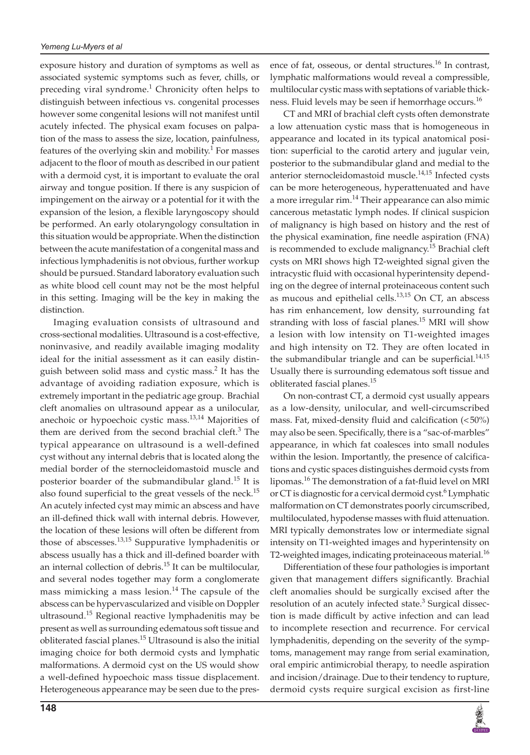exposure history and duration of symptoms as well as associated systemic symptoms such as fever, chills, or preceding viral syndrome.[1] Chronicity often helps to distinguish between infectious vs. congenital processes however some congenital lesions will not manifest until acutely infected. The physical exam focuses on palpation of the mass to assess the size, location, painfulness, features of the overlying skin and mobility.[1] For masses adjacent to the floor of mouth as described in our patient with a dermoid cyst, it is important to evaluate the oral airway and tongue position. If there is any suspicion of impingement on the airway or a potential for it with the expansion of the lesion, a flexible laryngoscopy should be performed. An early otolaryngology consultation in this situation would be appropriate. When the distinction between the acute manifestation of a congenital mass and infectious lymphadenitis is not obvious, further workup should be pursued. Standard laboratory evaluation such as white blood cell count may not be the most helpful in this setting. Imaging will be the key in making the distinction.

Imaging evaluation consists of ultrasound and cross-sectional modalities. Ultrasound is a cost-effective, noninvasive, and readily available imaging modality ideal for the initial assessment as it can easily distinguish between solid mass and cystic mass.[2] It has the advantage of avoiding radiation exposure, which is extremely important in the pediatric age group. Brachial cleft anomalies on ultrasound appear as a unilocular, anechoic or hypoechoic cystic mass.[13,14] Majorities of them are derived from the second brachial cleft.[3] The typical appearance on ultrasound is a well-defined cyst without any internal debris that is located along the medial border of the sternocleidomastoid muscle and posterior boarder of the submandibular gland.[15] It is also found superficial to the great vessels of the neck.[15] An acutely infected cyst may mimic an abscess and have an ill-defined thick wall with internal debris. However, the location of these lesions will often be different from those of abscesses.[13,15] Suppurative lymphadenitis or abscess usually has a thick and ill-defined boarder with an internal collection of debris.[15] It can be multilocular, and several nodes together may form a conglomerate mass mimicking a mass lesion.[14] The capsule of the abscess can be hypervascularized and visible on Doppler ultrasound.[15] Regional reactive lymphadenitis may be present as well as surrounding edematous soft tissue and obliterated fascial planes.[15] Ultrasound is also the initial imaging choice for both dermoid cysts and lymphatic malformations. A dermoid cyst on the US would show a well-defined hypoechoic mass tissue displacement. Heterogeneous appearance may be seen due to the presence of fat, osseous, or dental structures.[16] In contrast, lymphatic malformations would reveal a compressible, multilocular cystic mass with septations of variable thickness. Fluid levels may be seen if hemorrhage occurs.[16]

CT and MRI of brachial cleft cysts often demonstrate a low attenuation cystic mass that is homogeneous in appearance and located in its typical anatomical position: superficial to the carotid artery and jugular vein, posterior to the submandibular gland and medial to the anterior sternocleidomastoid muscle.[14,15] Infected cysts can be more heterogeneous, hyperattenuated and have a more irregular rim.[14] Their appearance can also mimic cancerous metastatic lymph nodes. If clinical suspicion of malignancy is high based on history and the rest of the physical examination, fine needle aspiration (FNA) is recommended to exclude malignancy.[15] Brachial cleft cysts on MRI shows high T2-weighted signal given the intracystic fluid with occasional hyperintensity depending on the degree of internal proteinaceous content such as mucous and epithelial cells.[13,15] On CT, an abscess has rim enhancement, low density, surrounding fat stranding with loss of fascial planes.[15] MRI will show a lesion with low intensity on T1-weighted images and high intensity on T2. They are often located in the submandibular triangle and can be superficial.[14,15] Usually there is surrounding edematous soft tissue and obliterated fascial planes.[15]

On non-contrast CT, a dermoid cyst usually appears as a low-density, unilocular, and well-circumscribed mass. Fat, mixed-density fluid and calcification (<50%) may also be seen. Specifically, there is a "sac-of-marbles" appearance, in which fat coalesces into small nodules within the lesion. Importantly, the presence of calcifications and cystic spaces distinguishes dermoid cysts from lipomas.[16] The demonstration of a fat-fluid level on MRI or CT is diagnostic for a cervical dermoid cyst.[6] Lymphatic malformation on CT demonstrates poorly circumscribed, multiloculated, hypodense masses with fluid attenuation. MRI typically demonstrates low or intermediate signal intensity on T1-weighted images and hyperintensity on T2-weighted images, indicating proteinaceous material.[16]

Differentiation of these four pathologies is important given that management differs significantly. Brachial cleft anomalies should be surgically excised after the resolution of an acutely infected state.[3] Surgical dissection is made difficult by active infection and can lead to incomplete resection and recurrence. For cervical lymphadenitis, depending on the severity of the symptoms, management may range from serial examination, oral empiric antimicrobial therapy, to needle aspiration and incision/drainage. Due to their tendency to rupture, dermoid cysts require surgical excision as first-line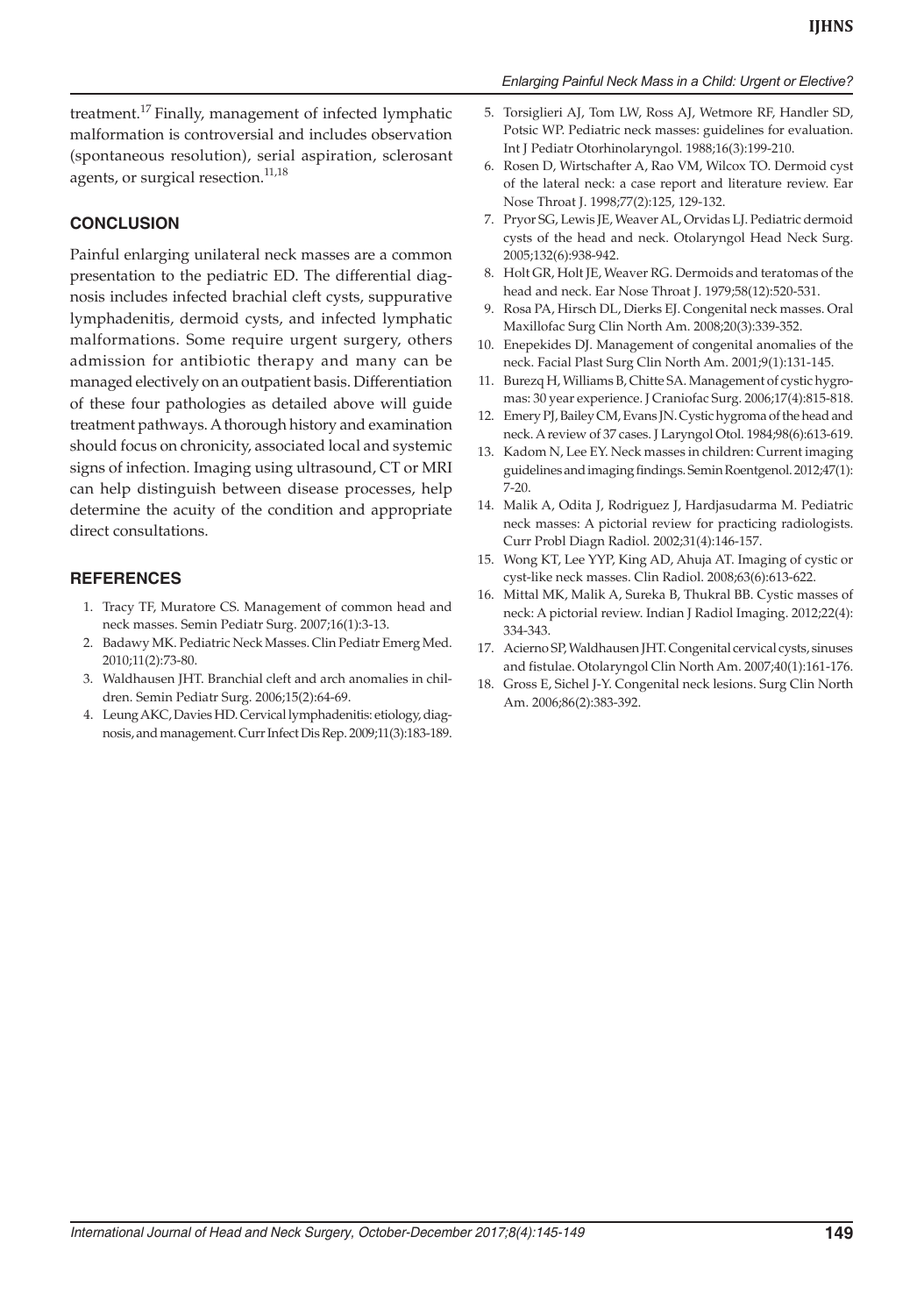treatment.[17] Finally, management of infected lymphatic malformation is controversial and includes observation (spontaneous resolution), serial aspiration, sclerosant agents, or surgical resection.[11,18]

## CONCLUSION

Painful enlarging unilateral neck masses are a common presentation to the pediatric ED. The differential diagnosis includes infected brachial cleft cysts, suppurative lymphadenitis, dermoid cysts, and infected lymphatic malformations. Some require urgent surgery, others admission for antibiotic therapy and many can be managed electively on an outpatient basis. Differentiation of these four pathologies as detailed above will guide treatment pathways. A thorough history and examination should focus on chronicity, associated local and systemic signs of infection. Imaging using ultrasound, CT or MRI can help distinguish between disease processes, help determine the acuity of the condition and appropriate direct consultations.

## REFERENCES

1. Tracy TF, Muratore CS. Management of common head and neck masses. Semin Pediatr Surg. 2007;16(1):3-13.
2. Badawy MK. Pediatric Neck Masses. Clin Pediatr Emerg Med. 2010;11(2):73-80.
3. Waldhausen JHT. Branchial cleft and arch anomalies in children. Semin Pediatr Surg. 2006;15(2):64-69.
4. Leung AKC, Davies HD. Cervical lymphadenitis: etiology, diagnosis, and management. Curr Infect Dis Rep. 2009;11(3):183-189.
5. Torsiglieri AJ, Tom LW, Ross AJ, Wetmore RF, Handler SD, Potsic WP. Pediatric neck masses: guidelines for evaluation. Int J Pediatr Otorhinolaryngol. 1988;16(3):199-210.
6. Rosen D, Wirtschafter A, Rao VM, Wilcox TO. Dermoid cyst of the lateral neck: a case report and literature review. Ear Nose Throat J. 1998;77(2):125, 129-132.
7. Pryor SG, Lewis JE, Weaver AL, Orvidas LJ. Pediatric dermoid cysts of the head and neck. Otolaryngol Head Neck Surg. 2005;132(6):938-942.
8. Holt GR, Holt JE, Weaver RG. Dermoids and teratomas of the head and neck. Ear Nose Throat J. 1979;58(12):520-531.
9. Rosa PA, Hirsch DL, Dierks EJ. Congenital neck masses. Oral Maxillofac Surg Clin North Am. 2008;20(3):339-352.
10. Enepekides DJ. Management of congenital anomalies of the neck. Facial Plast Surg Clin North Am. 2001;9(1):131-145.
11. Burezq H, Williams B, Chitte SA. Management of cystic hygromas: 30 year experience. J Craniofac Surg. 2006;17(4):815-818.
12. Emery PJ, Bailey CM, Evans JN. Cystic hygroma of the head and neck. A review of 37 cases. J Laryngol Otol. 1984;98(6):613-619.
13. Kadom N, Lee EY. Neck masses in children: Current imaging guidelines and imaging findings. Semin Roentgenol. 2012;47(1): 7-20.
14. Malik A, Odita J, Rodriguez J, Hardjasudarma M. Pediatric neck masses: A pictorial review for practicing radiologists. Curr Probl Diagn Radiol. 2002;31(4):146-157.
15. Wong KT, Lee YYP, King AD, Ahuja AT. Imaging of cystic or cyst-like neck masses. Clin Radiol. 2008;63(6):613-622.
16. Mittal MK, Malik A, Sureka B, Thukral BB. Cystic masses of neck: A pictorial review. Indian J Radiol Imaging. 2012;22(4): 334-343.
17. Acierno SP, Waldhausen JHT. Congenital cervical cysts, sinuses and fistulae. Otolaryngol Clin North Am. 2007;40(1):161-176.
18. Gross E, Sichel J-Y. Congenital neck lesions. Surg Clin North Am. 2006;86(2):383-392.